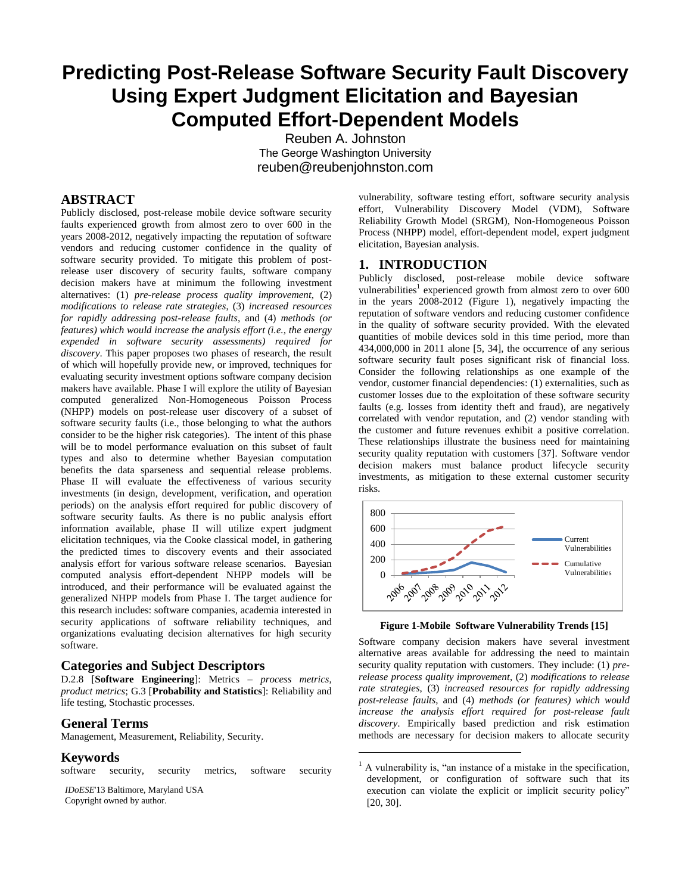# Predicting Post-Release Software Security Fault Discovery Using Expert Judgment Elicitation and Bayesian Computed Effort-Dependent Models

Reuben A. Johnston
The George Washington University
reuben@reubenjohnston.com

## ABSTRACT

Publicly disclosed, post-release mobile device software security faults experienced growth from almost zero to over 600 in the years 2008-2012, negatively impacting the reputation of software vendors and reducing customer confidence in the quality of software security provided. To mitigate this problem of post-release user discovery of security faults, software company decision makers have at minimum the following investment alternatives: (1) *pre-release process quality improvement*, (2) *modifications to release rate strategies*, (3) *increased resources for rapidly addressing post-release faults*, and (4) *methods (or features) which would increase the analysis effort (i.e., the energy expended in software security assessments) required for discovery*. This paper proposes two phases of research, the result of which will hopefully provide new, or improved, techniques for evaluating security investment options software company decision makers have available. Phase I will explore the utility of Bayesian computed generalized Non-Homogeneous Poisson Process (NHPP) models on post-release user discovery of a subset of software security faults (i.e., those belonging to what the authors consider to be the higher risk categories). The intent of this phase will be to model performance evaluation on this subset of fault types and also to determine whether Bayesian computation benefits the data sparseness and sequential release problems. Phase II will evaluate the effectiveness of various security investments (in design, development, verification, and operation periods) on the analysis effort required for public discovery of software security faults. As there is no public analysis effort information available, phase II will utilize expert judgment elicitation techniques, via the Cooke classical model, in gathering the predicted times to discovery events and their associated analysis effort for various software release scenarios. Bayesian computed analysis effort-dependent NHPP models will be introduced, and their performance will be evaluated against the generalized NHPP models from Phase I. The target audience for this research includes: software companies, academia interested in security applications of software reliability techniques, and organizations evaluating decision alternatives for high security software.

### Categories and Subject Descriptors

D.2.8 [**Software Engineering**]: Metrics – *process metrics, product metrics*; G.3 [**Probability and Statistics**]: Reliability and life testing, Stochastic processes.

### General Terms

Management, Measurement, Reliability, Security.

### Keywords

software security, security metrics, software security vulnerability, software testing effort, software security analysis effort, Vulnerability Discovery Model (VDM), Software Reliability Growth Model (SRGM), Non-Homogeneous Poisson Process (NHPP) model, effort-dependent model, expert judgment elicitation, Bayesian analysis.

*IDoESE*'13 Baltimore, Maryland USA
Copyright owned by author.

## 1. INTRODUCTION

Publicly disclosed, post-release mobile device software vulnerabilities[1] experienced growth from almost zero to over 600 in the years 2008-2012 (Figure 1), negatively impacting the reputation of software vendors and reducing customer confidence in the quality of software security provided. With the elevated quantities of mobile devices sold in this time period, more than 434,000,000 in 2011 alone [5, 34], the occurrence of any serious software security fault poses significant risk of financial loss. Consider the following relationships as one example of the vendor, customer financial dependencies: (1) externalities, such as customer losses due to the exploitation of these software security faults (e.g. losses from identity theft and fraud), are negatively correlated with vendor reputation, and (2) vendor standing with the customer and future revenues exhibit a positive correlation. These relationships illustrate the business need for maintaining security quality reputation with customers [37]. Software vendor decision makers must balance product lifecycle security investments, as mitigation to these external customer security risks.

**Figure 1-Mobile Software Vulnerability Trends [15]**

Software company decision makers have several investment alternative areas available for addressing the need to maintain security quality reputation with customers. They include: (1) *pre-release process quality improvement*, (2) *modifications to release rate strategies*, (3) *increased resources for rapidly addressing post-release faults*, and (4) *methods (or features) which would increase the analysis effort required for post-release fault discovery*. Empirically based prediction and risk estimation methods are necessary for decision makers to allocate security

[1] A vulnerability is, "an instance of a mistake in the specification, development, or configuration of software such that its execution can violate the explicit or implicit security policy" [20, 30].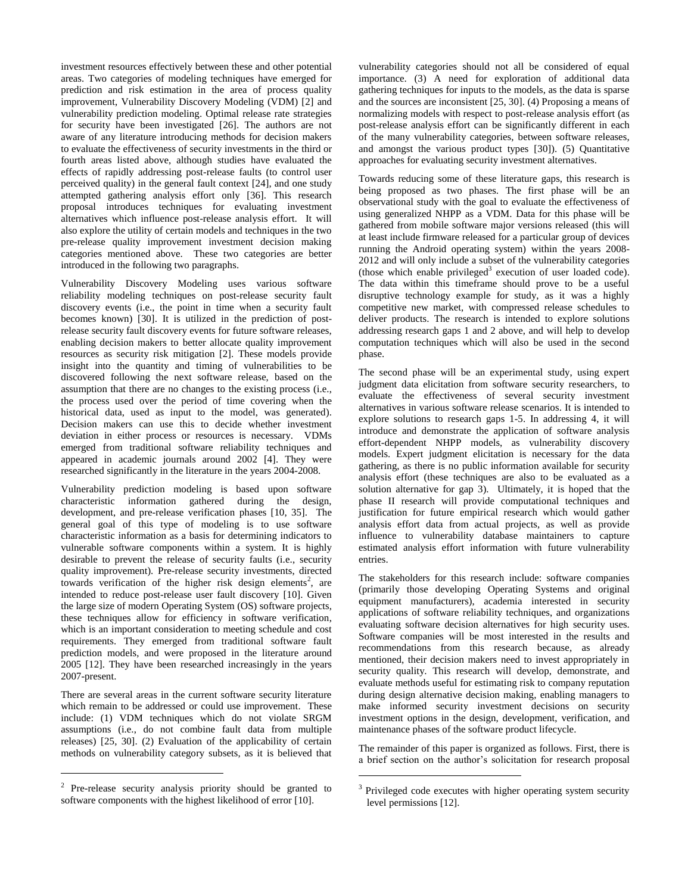investment resources effectively between these and other potential areas. Two categories of modeling techniques have emerged for prediction and risk estimation in the area of process quality improvement, Vulnerability Discovery Modeling (VDM) [2] and vulnerability prediction modeling. Optimal release rate strategies for security have been investigated [26]. The authors are not aware of any literature introducing methods for decision makers to evaluate the effectiveness of security investments in the third or fourth areas listed above, although studies have evaluated the effects of rapidly addressing post-release faults (to control user perceived quality) in the general fault context [24], and one study attempted gathering analysis effort only [36]. This research proposal introduces techniques for evaluating investment alternatives which influence post-release analysis effort. It will also explore the utility of certain models and techniques in the two pre-release quality improvement investment decision making categories mentioned above. These two categories are better introduced in the following two paragraphs.

Vulnerability Discovery Modeling uses various software reliability modeling techniques on post-release security fault discovery events (i.e., the point in time when a security fault becomes known) [30]. It is utilized in the prediction of post-release security fault discovery events for future software releases, enabling decision makers to better allocate quality improvement resources as security risk mitigation [2]. These models provide insight into the quantity and timing of vulnerabilities to be discovered following the next software release, based on the assumption that there are no changes to the existing process (i.e., the process used over the period of time covering when the historical data, used as input to the model, was generated). Decision makers can use this to decide whether investment deviation in either process or resources is necessary. VDMs emerged from traditional software reliability techniques and appeared in academic journals around 2002 [4]. They were researched significantly in the literature in the years 2004-2008.

Vulnerability prediction modeling is based upon software characteristic information gathered during the design, development, and pre-release verification phases [10, 35]. The general goal of this type of modeling is to use software characteristic information as a basis for determining indicators to vulnerable software components within a system. It is highly desirable to prevent the release of security faults (i.e., security quality improvement). Pre-release security investments, directed towards verification of the higher risk design elements[2], are intended to reduce post-release user fault discovery [10]. Given the large size of modern Operating System (OS) software projects, these techniques allow for efficiency in software verification, which is an important consideration to meeting schedule and cost requirements. They emerged from traditional software fault prediction models, and were proposed in the literature around 2005 [12]. They have been researched increasingly in the years 2007-present.

There are several areas in the current software security literature which remain to be addressed or could use improvement. These include: (1) VDM techniques which do not violate SRGM assumptions (i.e., do not combine fault data from multiple releases) [25, 30]. (2) Evaluation of the applicability of certain methods on vulnerability category subsets, as it is believed that vulnerability categories should not all be considered of equal importance. (3) A need for exploration of additional data gathering techniques for inputs to the models, as the data is sparse and the sources are inconsistent [25, 30]. (4) Proposing a means of normalizing models with respect to post-release analysis effort (as post-release analysis effort can be significantly different in each of the many vulnerability categories, between software releases, and amongst the various product types [30]). (5) Quantitative approaches for evaluating security investment alternatives.

Towards reducing some of these literature gaps, this research is being proposed as two phases. The first phase will be an observational study with the goal to evaluate the effectiveness of using generalized NHPP as a VDM. Data for this phase will be gathered from mobile software major versions released (this will at least include firmware released for a particular group of devices running the Android operating system) within the years 2008-2012 and will only include a subset of the vulnerability categories (those which enable privileged[3] execution of user loaded code). The data within this timeframe should prove to be a useful disruptive technology example for study, as it was a highly competitive new market, with compressed release schedules to deliver products. The research is intended to explore solutions addressing research gaps 1 and 2 above, and will help to develop computation techniques which will also be used in the second phase.

The second phase will be an experimental study, using expert judgment data elicitation from software security researchers, to evaluate the effectiveness of several security investment alternatives in various software release scenarios. It is intended to explore solutions to research gaps 1-5. In addressing 4, it will introduce and demonstrate the application of software analysis effort-dependent NHPP models, as vulnerability discovery models. Expert judgment elicitation is necessary for the data gathering, as there is no public information available for security analysis effort (these techniques are also to be evaluated as a solution alternative for gap 3). Ultimately, it is hoped that the phase II research will provide computational techniques and justification for future empirical research which would gather analysis effort data from actual projects, as well as provide influence to vulnerability database maintainers to capture estimated analysis effort information with future vulnerability entries.

The stakeholders for this research include: software companies (primarily those developing Operating Systems and original equipment manufacturers), academia interested in security applications of software reliability techniques, and organizations evaluating software decision alternatives for high security uses. Software companies will be most interested in the results and recommendations from this research because, as already mentioned, their decision makers need to invest appropriately in security quality. This research will develop, demonstrate, and evaluate methods useful for estimating risk to company reputation during design alternative decision making, enabling managers to make informed security investment decisions on security investment options in the design, development, verification, and maintenance phases of the software product lifecycle.

The remainder of this paper is organized as follows. First, there is a brief section on the author's solicitation for research proposal

---

[2] Pre-release security analysis priority should be granted to software components with the highest likelihood of error [10].

[3] Privileged code executes with higher operating system security level permissions [12].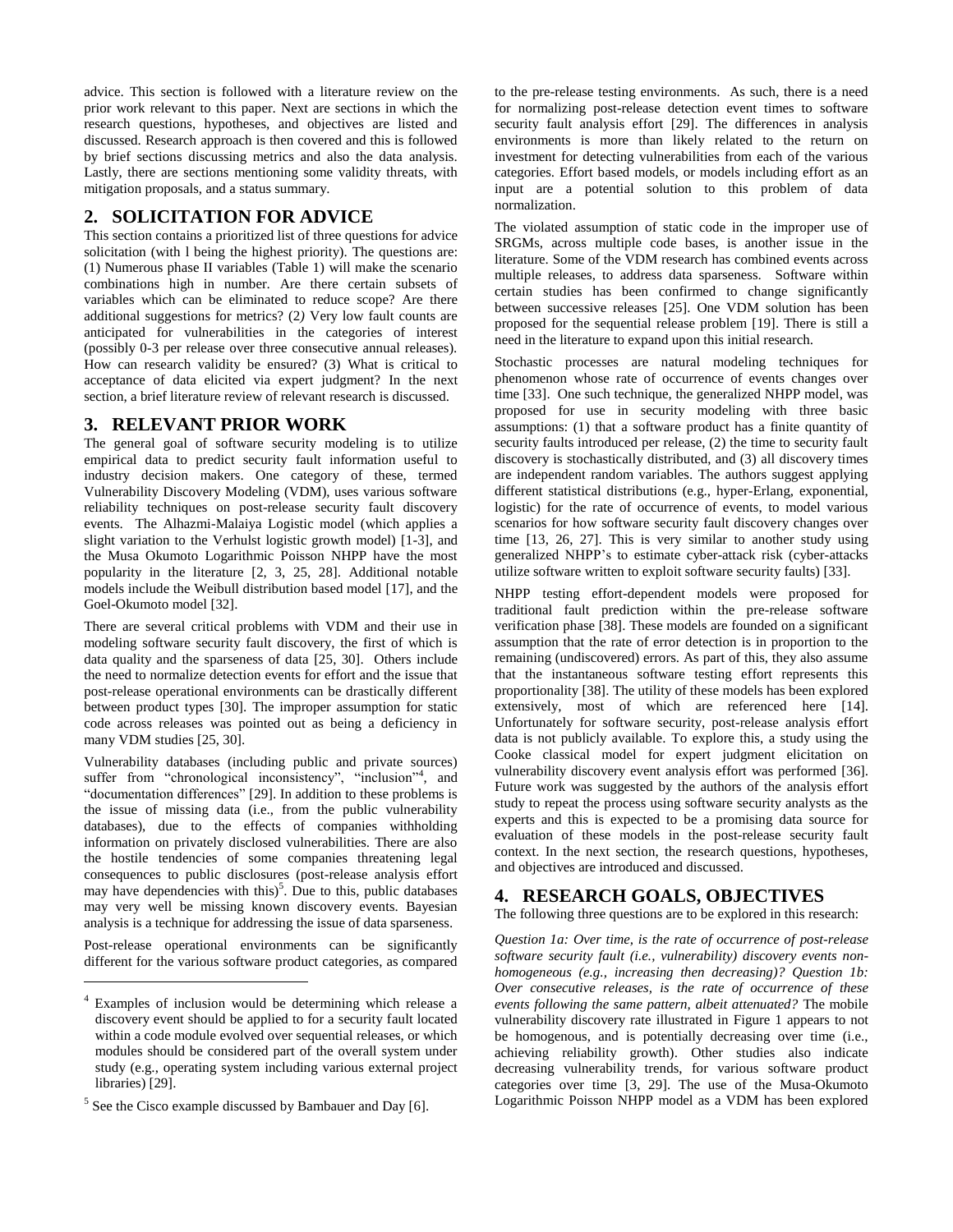advice. This section is followed with a literature review on the prior work relevant to this paper. Next are sections in which the research questions, hypotheses, and objectives are listed and discussed. Research approach is then covered and this is followed by brief sections discussing metrics and also the data analysis. Lastly, there are sections mentioning some validity threats, with mitigation proposals, and a status summary.

## 2. SOLICITATION FOR ADVICE

This section contains a prioritized list of three questions for advice solicitation (with l being the highest priority). The questions are: (1) Numerous phase II variables (Table 1) will make the scenario combinations high in number. Are there certain subsets of variables which can be eliminated to reduce scope? Are there additional suggestions for metrics? (2) Very low fault counts are anticipated for vulnerabilities in the categories of interest (possibly 0-3 per release over three consecutive annual releases). How can research validity be ensured? (3) What is critical to acceptance of data elicited via expert judgment? In the next section, a brief literature review of relevant research is discussed.

## 3. RELEVANT PRIOR WORK

The general goal of software security modeling is to utilize empirical data to predict security fault information useful to industry decision makers. One category of these, termed Vulnerability Discovery Modeling (VDM), uses various software reliability techniques on post-release security fault discovery events. The Alhazmi-Malaiya Logistic model (which applies a slight variation to the Verhulst logistic growth model) [1-3], and the Musa Okumoto Logarithmic Poisson NHPP have the most popularity in the literature [2, 3, 25, 28]. Additional notable models include the Weibull distribution based model [17], and the Goel-Okumoto model [32].

There are several critical problems with VDM and their use in modeling software security fault discovery, the first of which is data quality and the sparseness of data [25, 30]. Others include the need to normalize detection events for effort and the issue that post-release operational environments can be drastically different between product types [30]. The improper assumption for static code across releases was pointed out as being a deficiency in many VDM studies [25, 30].

Vulnerability databases (including public and private sources) suffer from "chronological inconsistency", "inclusion"[4], and "documentation differences" [29]. In addition to these problems is the issue of missing data (i.e., from the public vulnerability databases), due to the effects of companies withholding information on privately disclosed vulnerabilities. There are also the hostile tendencies of some companies threatening legal consequences to public disclosures (post-release analysis effort may have dependencies with this)[5]. Due to this, public databases may very well be missing known discovery events. Bayesian analysis is a technique for addressing the issue of data sparseness.

Post-release operational environments can be significantly different for the various software product categories, as compared to the pre-release testing environments. As such, there is a need for normalizing post-release detection event times to software security fault analysis effort [29]. The differences in analysis environments is more than likely related to the return on investment for detecting vulnerabilities from each of the various categories. Effort based models, or models including effort as an input are a potential solution to this problem of data normalization.

The violated assumption of static code in the improper use of SRGMs, across multiple code bases, is another issue in the literature. Some of the VDM research has combined events across multiple releases, to address data sparseness. Software within certain studies has been confirmed to change significantly between successive releases [25]. One VDM solution has been proposed for the sequential release problem [19]. There is still a need in the literature to expand upon this initial research.

Stochastic processes are natural modeling techniques for phenomenon whose rate of occurrence of events changes over time [33]. One such technique, the generalized NHPP model, was proposed for use in security modeling with three basic assumptions: (1) that a software product has a finite quantity of security faults introduced per release, (2) the time to security fault discovery is stochastically distributed, and (3) all discovery times are independent random variables. The authors suggest applying different statistical distributions (e.g., hyper-Erlang, exponential, logistic) for the rate of occurrence of events, to model various scenarios for how software security fault discovery changes over time [13, 26, 27]. This is very similar to another study using generalized NHPP's to estimate cyber-attack risk (cyber-attacks utilize software written to exploit software security faults) [33].

NHPP testing effort-dependent models were proposed for traditional fault prediction within the pre-release software verification phase [38]. These models are founded on a significant assumption that the rate of error detection is in proportion to the remaining (undiscovered) errors. As part of this, they also assume that the instantaneous software testing effort represents this proportionality [38]. The utility of these models has been explored extensively, most of which are referenced here [14]. Unfortunately for software security, post-release analysis effort data is not publicly available. To explore this, a study using the Cooke classical model for expert judgment elicitation on vulnerability discovery event analysis effort was performed [36]. Future work was suggested by the authors of the analysis effort study to repeat the process using software security analysts as the experts and this is expected to be a promising data source for evaluation of these models in the post-release security fault context. In the next section, the research questions, hypotheses, and objectives are introduced and discussed.

## 4. RESEARCH GOALS, OBJECTIVES

The following three questions are to be explored in this research:

*Question 1a: Over time, is the rate of occurrence of post-release software security fault (i.e., vulnerability) discovery events non-homogeneous (e.g., increasing then decreasing)? Question 1b: Over consecutive releases, is the rate of occurrence of these events following the same pattern, albeit attenuated?* The mobile vulnerability discovery rate illustrated in Figure 1 appears to not be homogeneous, and is potentially decreasing over time (i.e., achieving reliability growth). Other studies also indicate decreasing vulnerability trends, for various software product categories over time [3, 29]. The use of the Musa-Okumoto Logarithmic Poisson NHPP model as a VDM has been explored

[4] Examples of inclusion would be determining which release a discovery event should be applied to for a security fault located within a code module evolved over sequential releases, or which modules should be considered part of the overall system under study (e.g., operating system including various external project libraries) [29].

[5] See the Cisco example discussed by Bambauer and Day [6].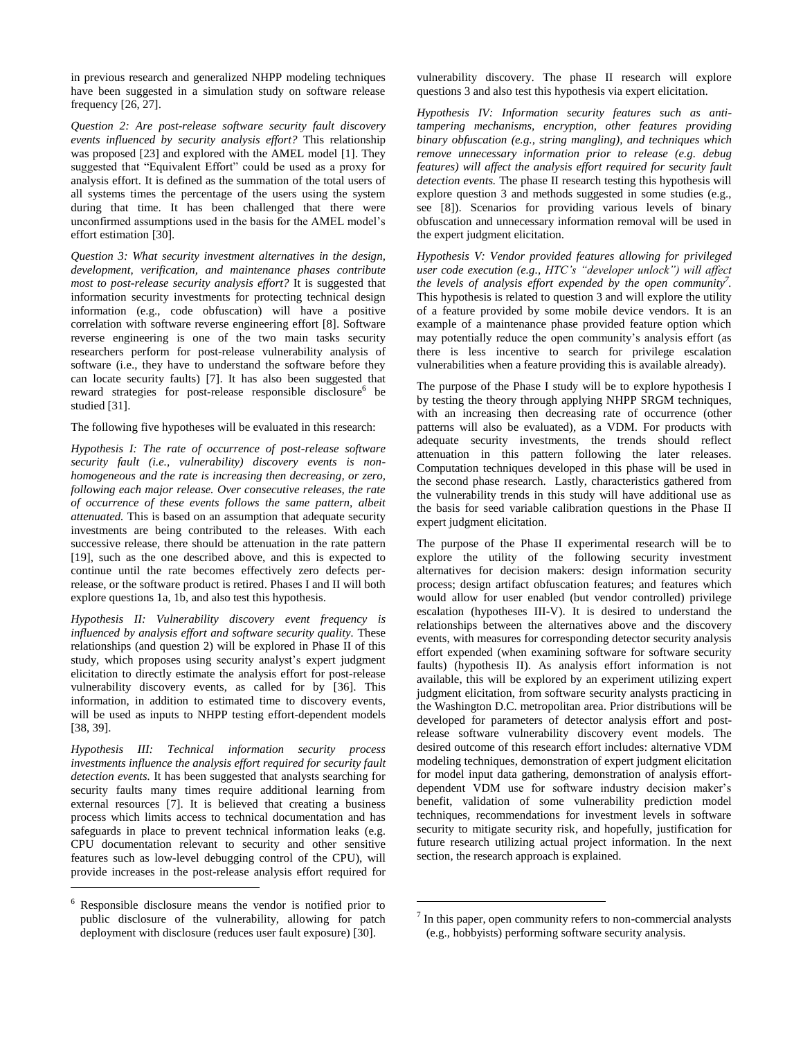in previous research and generalized NHPP modeling techniques have been suggested in a simulation study on software release frequency [26, 27].

*Question 2: Are post-release software security fault discovery events influenced by security analysis effort?* This relationship was proposed [23] and explored with the AMEL model [1]. They suggested that "Equivalent Effort" could be used as a proxy for analysis effort. It is defined as the summation of the total users of all systems times the percentage of the users using the system during that time. It has been challenged that there were unconfirmed assumptions used in the basis for the AMEL model's effort estimation [30].

*Question 3: What security investment alternatives in the design, development, verification, and maintenance phases contribute most to post-release security analysis effort?* It is suggested that information security investments for protecting technical design information (e.g., code obfuscation) will have a positive correlation with software reverse engineering effort [8]. Software reverse engineering is one of the two main tasks security researchers perform for post-release vulnerability analysis of software (i.e., they have to understand the software before they can locate security faults) [7]. It has also been suggested that reward strategies for post-release responsible disclosure[6] be studied [31].

The following five hypotheses will be evaluated in this research:

*Hypothesis I: The rate of occurrence of post-release software security fault (i.e., vulnerability) discovery events is non-homogeneous and the rate is increasing then decreasing, or zero, following each major release. Over consecutive releases, the rate of occurrence of these events follows the same pattern, albeit attenuated.* This is based on an assumption that adequate security investments are being contributed to the releases. With each successive release, there should be attenuation in the rate pattern [19], such as the one described above, and this is expected to continue until the rate becomes effectively zero defects per-release, or the software product is retired. Phases I and II will both explore questions 1a, 1b, and also test this hypothesis.

*Hypothesis II: Vulnerability discovery event frequency is influenced by analysis effort and software security quality.* These relationships (and question 2) will be explored in Phase II of this study, which proposes using security analyst's expert judgment elicitation to directly estimate the analysis effort for post-release vulnerability discovery events, as called for by [36]. This information, in addition to estimated time to discovery events, will be used as inputs to NHPP testing effort-dependent models [38, 39].

*Hypothesis III: Technical information security process investments influence the analysis effort required for security fault detection events.* It has been suggested that analysts searching for security faults many times require additional learning from external resources [7]. It is believed that creating a business process which limits access to technical documentation and has safeguards in place to prevent technical information leaks (e.g. CPU documentation relevant to security and other sensitive features such as low-level debugging control of the CPU), will provide increases in the post-release analysis effort required for vulnerability discovery. The phase II research will explore questions 3 and also test this hypothesis via expert elicitation.

*Hypothesis IV: Information security features such as anti-tampering mechanisms, encryption, other features providing binary obfuscation (e.g., string mangling), and techniques which remove unnecessary information prior to release (e.g. debug features) will affect the analysis effort required for security fault detection events.* The phase II research testing this hypothesis will explore question 3 and methods suggested in some studies (e.g., see [8]). Scenarios for providing various levels of binary obfuscation and unnecessary information removal will be used in the expert judgment elicitation.

*Hypothesis V: Vendor provided features allowing for privileged user code execution (e.g., HTC's "developer unlock") will affect the levels of analysis effort expended by the open community[7].* This hypothesis is related to question 3 and will explore the utility of a feature provided by some mobile device vendors. It is an example of a maintenance phase provided feature option which may potentially reduce the open community's analysis effort (as there is less incentive to search for privilege escalation vulnerabilities when a feature providing this is available already).

The purpose of the Phase I study will be to explore hypothesis I by testing the theory through applying NHPP SRGM techniques, with an increasing then decreasing rate of occurrence (other patterns will also be evaluated), as a VDM. For products with adequate security investments, the trends should reflect attenuation in this pattern following the later releases. Computation techniques developed in this phase will be used in the second phase research. Lastly, characteristics gathered from the vulnerability trends in this study will have additional use as the basis for seed variable calibration questions in the Phase II expert judgment elicitation.

The purpose of the Phase II experimental research will be to explore the utility of the following security investment alternatives for decision makers: design information security process; design artifact obfuscation features; and features which would allow for user enabled (but vendor controlled) privilege escalation (hypotheses III-V). It is desired to understand the relationships between the alternatives above and the discovery events, with measures for corresponding detector security analysis effort expended (when examining software for software security faults) (hypothesis II). As analysis effort information is not available, this will be explored by an experiment utilizing expert judgment elicitation, from software security analysts practicing in the Washington D.C. metropolitan area. Prior distributions will be developed for parameters of detector analysis effort and post-release software vulnerability discovery event models. The desired outcome of this research effort includes: alternative VDM modeling techniques, demonstration of expert judgment elicitation for model input data gathering, demonstration of analysis effort-dependent VDM use for software industry decision maker's benefit, validation of some vulnerability prediction model techniques, recommendations for investment levels in software security to mitigate security risk, and hopefully, justification for future research utilizing actual project information. In the next section, the research approach is explained.

---

[6] Responsible disclosure means the vendor is notified prior to public disclosure of the vulnerability, allowing for patch deployment with disclosure (reduces user fault exposure) [30].

[7] In this paper, open community refers to non-commercial analysts (e.g., hobbyists) performing software security analysis.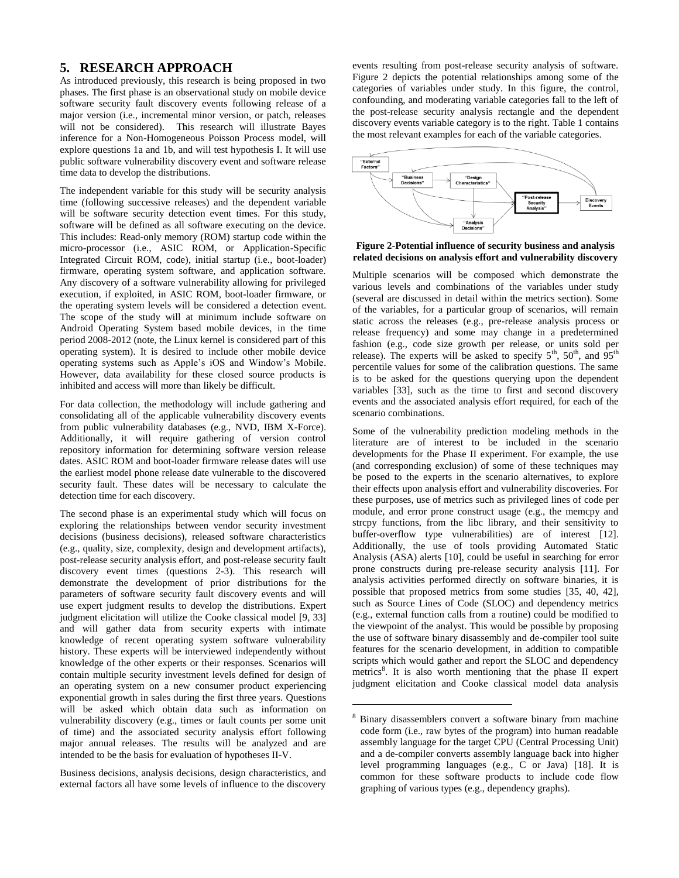## 5. RESEARCH APPROACH

As introduced previously, this research is being proposed in two phases. The first phase is an observational study on mobile device software security fault discovery events following release of a major version (i.e., incremental minor version, or patch, releases will not be considered). This research will illustrate Bayes inference for a Non-Homogeneous Poisson Process model, will explore questions 1a and 1b, and will test hypothesis I. It will use public software vulnerability discovery event and software release time data to develop the distributions.

The independent variable for this study will be security analysis time (following successive releases) and the dependent variable will be software security detection event times. For this study, software will be defined as all software executing on the device. This includes: Read-only memory (ROM) startup code within the micro-processor (i.e., ASIC ROM, or Application-Specific Integrated Circuit ROM, code), initial startup (i.e., boot-loader) firmware, operating system software, and application software. Any discovery of a software vulnerability allowing for privileged execution, if exploited, in ASIC ROM, boot-loader firmware, or the operating system levels will be considered a detection event. The scope of the study will at minimum include software on Android Operating System based mobile devices, in the time period 2008-2012 (note, the Linux kernel is considered part of this operating system). It is desired to include other mobile device operating systems such as Apple's iOS and Window's Mobile. However, data availability for these closed source products is inhibited and access will more than likely be difficult.

For data collection, the methodology will include gathering and consolidating all of the applicable vulnerability discovery events from public vulnerability databases (e.g., NVD, IBM X-Force). Additionally, it will require gathering of version control repository information for determining software version release dates. ASIC ROM and boot-loader firmware release dates will use the earliest model phone release date vulnerable to the discovered security fault. These dates will be necessary to calculate the detection time for each discovery.

The second phase is an experimental study which will focus on exploring the relationships between vendor security investment decisions (business decisions), released software characteristics (e.g., quality, size, complexity, design and development artifacts), post-release security analysis effort, and post-release security fault discovery event times (questions 2-3). This research will demonstrate the development of prior distributions for the parameters of software security fault discovery events and will use expert judgment results to develop the distributions. Expert judgment elicitation will utilize the Cooke classical model [9, 33] and will gather data from security experts with intimate knowledge of recent operating system software vulnerability history. These experts will be interviewed independently without knowledge of the other experts or their responses. Scenarios will contain multiple security investment levels defined for design of an operating system on a new consumer product experiencing exponential growth in sales during the first three years. Questions will be asked which obtain data such as information on vulnerability discovery (e.g., times or fault counts per some unit of time) and the associated security analysis effort following major annual releases. The results will be analyzed and are intended to be the basis for evaluation of hypotheses II-V.

Business decisions, analysis decisions, design characteristics, and external factors all have some levels of influence to the discovery events resulting from post-release security analysis of software. Figure 2 depicts the potential relationships among some of the categories of variables under study. In this figure, the control, confounding, and moderating variable categories fall to the left of the post-release security analysis rectangle and the dependent discovery events variable category is to the right. Table 1 contains the most relevant examples for each of the variable categories.

**Figure 2-Potential influence of security business and analysis related decisions on analysis effort and vulnerability discovery**

Multiple scenarios will be composed which demonstrate the various levels and combinations of the variables under study (several are discussed in detail within the metrics section). Some of the variables, for a particular group of scenarios, will remain static across the releases (e.g., pre-release analysis process or release frequency) and some may change in a predetermined fashion (e.g., code size growth per release, or units sold per release). The experts will be asked to specify $5^{th}$, $50^{th}$, and $95^{th}$ percentile values for some of the calibration questions. The same is to be asked for the questions querying upon the dependent variables [33], such as the time to first and second discovery events and the associated analysis effort required, for each of the scenario combinations.

Some of the vulnerability prediction modeling methods in the literature are of interest to be included in the scenario developments for the Phase II experiment. For example, the use (and corresponding exclusion) of some of these techniques may be posed to the experts in the scenario alternatives, to explore their effects upon analysis effort and vulnerability discoveries. For these purposes, use of metrics such as privileged lines of code per module, and error prone construct usage (e.g., the memcpy and strcpy functions, from the libc library, and their sensitivity to buffer-overflow type vulnerabilities) are of interest [12]. Additionally, the use of tools providing Automated Static Analysis (ASA) alerts [10], could be useful in searching for error prone constructs during pre-release security analysis [11]. For analysis activities performed directly on software binaries, it is possible that proposed metrics from some studies [35, 40, 42], such as Source Lines of Code (SLOC) and dependency metrics (e.g., external function calls from a routine) could be modified to the viewpoint of the analyst. This would be possible by proposing the use of software binary disassembly and de-compiler tool suite features for the scenario development, in addition to compatible scripts which would gather and report the SLOC and dependency metrics[8]. It is also worth mentioning that the phase II expert judgment elicitation and Cooke classical model data analysis

[8] Binary disassemblers convert a software binary from machine code form (i.e., raw bytes of the program) into human readable assembly language for the target CPU (Central Processing Unit) and a de-compiler converts assembly language back into higher level programming languages (e.g., C or Java) [18]. It is common for these software products to include code flow graphing of various types (e.g., dependency graphs).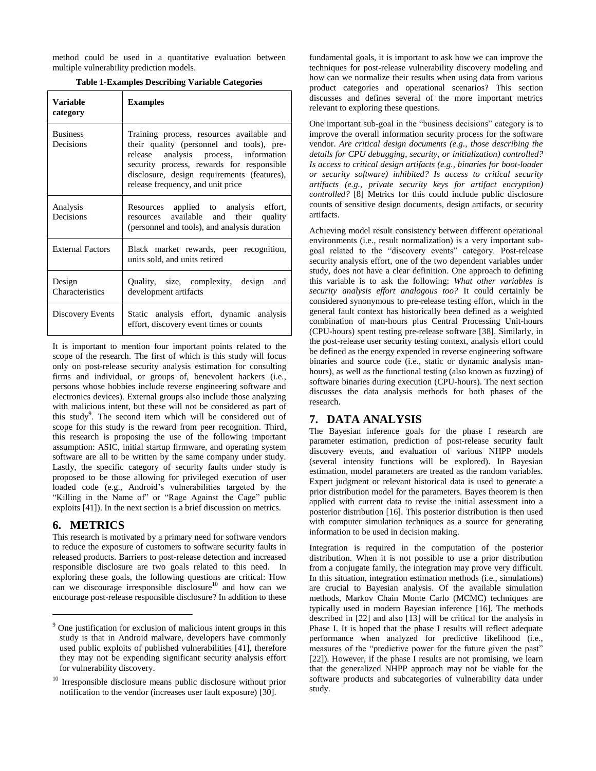method could be used in a quantitative evaluation between multiple vulnerability prediction models.

**Table 1-Examples Describing Variable Categories**

| Variable category | Examples |
|---|---|
| Business Decisions | Training process, resources available and their quality (personnel and tools), pre-release analysis process, information security process, rewards for responsible disclosure, design requirements (features), release frequency, and unit price |
| Analysis Decisions | Resources applied to analysis effort, resources available and their quality (personnel and tools), and analysis duration |
| External Factors | Black market rewards, peer recognition, units sold, and units retired |
| Design Characteristics | Quality, size, complexity, design and development artifacts |
| Discovery Events | Static analysis effort, dynamic analysis effort, discovery event times or counts |

It is important to mention four important points related to the scope of the research. The first of which is this study will focus only on post-release security analysis estimation for consulting firms and individual, or groups of, benevolent hackers (i.e., persons whose hobbies include reverse engineering software and electronics devices). External groups also include those analyzing with malicious intent, but these will not be considered as part of this study[9]. The second item which will be considered out of scope for this study is the reward from peer recognition. Third, this research is proposing the use of the following important assumption: ASIC, initial startup firmware, and operating system software are all to be written by the same company under study. Lastly, the specific category of security faults under study is proposed to be those allowing for privileged execution of user loaded code (e.g., Android's vulnerabilities targeted by the "Killing in the Name of" or "Rage Against the Cage" public exploits [41]). In the next section is a brief discussion on metrics.

## 6. METRICS

This research is motivated by a primary need for software vendors to reduce the exposure of customers to software security faults in released products. Barriers to post-release detection and increased responsible disclosure are two goals related to this need. In exploring these goals, the following questions are critical: How can we discourage irresponsible disclosure[10] and how can we encourage post-release responsible disclosure? In addition to these fundamental goals, it is important to ask how we can improve the techniques for post-release vulnerability discovery modeling and how can we normalize their results when using data from various product categories and operational scenarios? This section discusses and defines several of the more important metrics relevant to exploring these questions.

One important sub-goal in the "business decisions" category is to improve the overall information security process for the software vendor. *Are critical design documents (e.g., those describing the details for CPU debugging, security, or initialization) controlled? Is access to critical design artifacts (e.g., binaries for boot-loader or security software) inhibited? Is access to critical security artifacts (e.g., private security keys for artifact encryption) controlled?* [8] Metrics for this could include public disclosure counts of sensitive design documents, design artifacts, or security artifacts.

Achieving model result consistency between different operational environments (i.e., result normalization) is a very important sub-goal related to the "discovery events" category. Post-release security analysis effort, one of the two dependent variables under study, does not have a clear definition. One approach to defining this variable is to ask the following: *What other variables is security analysis effort analogous too?* It could certainly be considered synonymous to pre-release testing effort, which in the general fault context has historically been defined as a weighted combination of man-hours plus Central Processing Unit-hours (CPU-hours) spent testing pre-release software [38]. Similarly, in the post-release user security testing context, analysis effort could be defined as the energy expended in reverse engineering software binaries and source code (i.e., static or dynamic analysis man-hours), as well as the functional testing (also known as fuzzing) of software binaries during execution (CPU-hours). The next section discusses the data analysis methods for both phases of the research.

## 7. DATA ANALYSIS

The Bayesian inference goals for the phase I research are parameter estimation, prediction of post-release security fault discovery events, and evaluation of various NHPP models (several intensity functions will be explored). In Bayesian estimation, model parameters are treated as the random variables. Expert judgment or relevant historical data is used to generate a prior distribution model for the parameters. Bayes theorem is then applied with current data to revise the initial assessment into a posterior distribution [16]. This posterior distribution is then used with computer simulation techniques as a source for generating information to be used in decision making.

Integration is required in the computation of the posterior distribution. When it is not possible to use a prior distribution from a conjugate family, the integration may prove very difficult. In this situation, integration estimation methods (i.e., simulations) are crucial to Bayesian analysis. Of the available simulation methods, Markov Chain Monte Carlo (MCMC) techniques are typically used in modern Bayesian inference [16]. The methods described in [22] and also [13] will be critical for the analysis in Phase I. It is hoped that the phase I results will reflect adequate performance when analyzed for predictive likelihood (i.e., measures of the "predictive power for the future given the past" [22]). However, if the phase I results are not promising, we learn that the generalized NHPP approach may not be viable for the software products and subcategories of vulnerability data under study.

[9] One justification for exclusion of malicious intent groups in this study is that in Android malware, developers have commonly used public exploits of published vulnerabilities [41], therefore they may not be expending significant security analysis effort for vulnerability discovery.

[10] Irresponsible disclosure means public disclosure without prior notification to the vendor (increases user fault exposure) [30].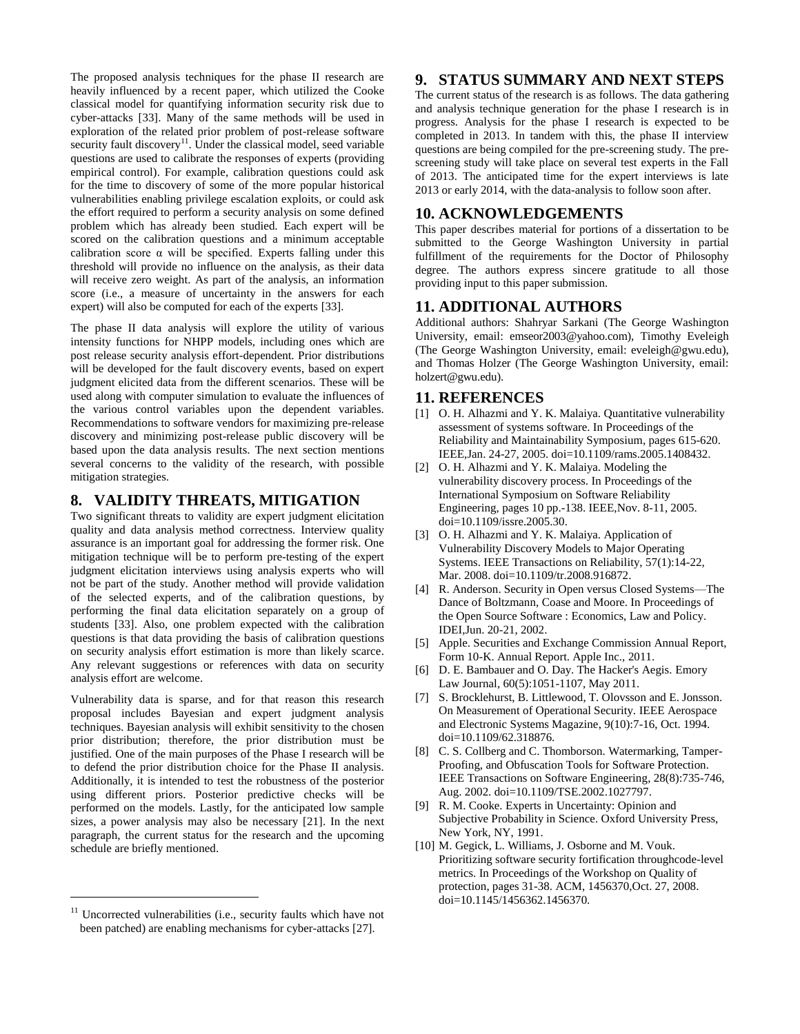The proposed analysis techniques for the phase II research are heavily influenced by a recent paper, which utilized the Cooke classical model for quantifying information security risk due to cyber-attacks [33]. Many of the same methods will be used in exploration of the related prior problem of post-release software security fault discovery[11]. Under the classical model, seed variable questions are used to calibrate the responses of experts (providing empirical control). For example, calibration questions could ask for the time to discovery of some of the more popular historical vulnerabilities enabling privilege escalation exploits, or could ask the effort required to perform a security analysis on some defined problem which has already been studied. Each expert will be scored on the calibration questions and a minimum acceptable calibration score $\alpha$ will be specified. Experts falling under this threshold will provide no influence on the analysis, as their data will receive zero weight. As part of the analysis, an information score (i.e., a measure of uncertainty in the answers for each expert) will also be computed for each of the experts [33].

The phase II data analysis will explore the utility of various intensity functions for NHPP models, including ones which are post release security analysis effort-dependent. Prior distributions will be developed for the fault discovery events, based on expert judgment elicited data from the different scenarios. These will be used along with computer simulation to evaluate the influences of the various control variables upon the dependent variables. Recommendations to software vendors for maximizing pre-release discovery and minimizing post-release public discovery will be based upon the data analysis results. The next section mentions several concerns to the validity of the research, with possible mitigation strategies.

## 8. VALIDITY THREATS, MITIGATION

Two significant threats to validity are expert judgment elicitation quality and data analysis method correctness. Interview quality assurance is an important goal for addressing the former risk. One mitigation technique will be to perform pre-testing of the expert judgment elicitation interviews using analysis experts who will not be part of the study. Another method will provide validation of the selected experts, and of the calibration questions, by performing the final data elicitation separately on a group of students [33]. Also, one problem expected with the calibration questions is that data providing the basis of calibration questions on security analysis effort estimation is more than likely scarce. Any relevant suggestions or references with data on security analysis effort are welcome.

Vulnerability data is sparse, and for that reason this research proposal includes Bayesian and expert judgment analysis techniques. Bayesian analysis will exhibit sensitivity to the chosen prior distribution; therefore, the prior distribution must be justified. One of the main purposes of the Phase I research will be to defend the prior distribution choice for the Phase II analysis. Additionally, it is intended to test the robustness of the posterior using different priors. Posterior predictive checks will be performed on the models. Lastly, for the anticipated low sample sizes, a power analysis may also be necessary [21]. In the next paragraph, the current status for the research and the upcoming schedule are briefly mentioned.

[11] Uncorrected vulnerabilities (i.e., security faults which have not been patched) are enabling mechanisms for cyber-attacks [27].

## 9. STATUS SUMMARY AND NEXT STEPS

The current status of the research is as follows. The data gathering and analysis technique generation for the phase I research is in progress. Analysis for the phase I research is expected to be completed in 2013. In tandem with this, the phase II interview questions are being compiled for the pre-screening study. The pre-screening study will take place on several test experts in the Fall of 2013. The anticipated time for the expert interviews is late 2013 or early 2014, with the data-analysis to follow soon after.

## 10. ACKNOWLEDGEMENTS

This paper describes material for portions of a dissertation to be submitted to the George Washington University in partial fulfillment of the requirements for the Doctor of Philosophy degree. The authors express sincere gratitude to all those providing input to this paper submission.

## 11. ADDITIONAL AUTHORS

Additional authors: Shahryar Sarkani (The George Washington University, email: emseor2003@yahoo.com), Timothy Eveleigh (The George Washington University, email: eveleigh@gwu.edu), and Thomas Holzer (The George Washington University, email: holzert@gwu.edu).

## 11. REFERENCES

[1] O. H. Alhazmi and Y. K. Malaiya. Quantitative vulnerability assessment of systems software. In Proceedings of the Reliability and Maintainability Symposium, pages 615-620. IEEE,Jan. 24-27, 2005. doi=10.1109/rams.2005.1408432.

[2] O. H. Alhazmi and Y. K. Malaiya. Modeling the vulnerability discovery process. In Proceedings of the International Symposium on Software Reliability Engineering, pages 10 pp.-138. IEEE,Nov. 8-11, 2005. doi=10.1109/issre.2005.30.

[3] O. H. Alhazmi and Y. K. Malaiya. Application of Vulnerability Discovery Models to Major Operating Systems. IEEE Transactions on Reliability, 57(1):14-22, Mar. 2008. doi=10.1109/tr.2008.916872.

[4] R. Anderson. Security in Open versus Closed Systems—The Dance of Boltzmann, Coase and Moore. In Proceedings of the Open Source Software : Economics, Law and Policy. IDEI,Jun. 20-21, 2002.

[5] Apple. Securities and Exchange Commission Annual Report, Form 10-K. Annual Report. Apple Inc., 2011.

[6] D. E. Bambauer and O. Day. The Hacker's Aegis. Emory Law Journal, 60(5):1051-1107, May 2011.

[7] S. Brocklehurst, B. Littlewood, T. Olovsson and E. Jonsson. On Measurement of Operational Security. IEEE Aerospace and Electronic Systems Magazine, 9(10):7-16, Oct. 1994. doi=10.1109/62.318876.

[8] C. S. Collberg and C. Thomborson. Watermarking, Tamper-Proofing, and Obfuscation Tools for Software Protection. IEEE Transactions on Software Engineering, 28(8):735-746, Aug. 2002. doi=10.1109/TSE.2002.1027797.

[9] R. M. Cooke. Experts in Uncertainty: Opinion and Subjective Probability in Science. Oxford University Press, New York, NY, 1991.

[10] M. Gegick, L. Williams, J. Osborne and M. Vouk. Prioritizing software security fortification throughcode-level metrics. In Proceedings of the Workshop on Quality of protection, pages 31-38. ACM, 1456370,Oct. 27, 2008. doi=10.1145/1456362.1456370.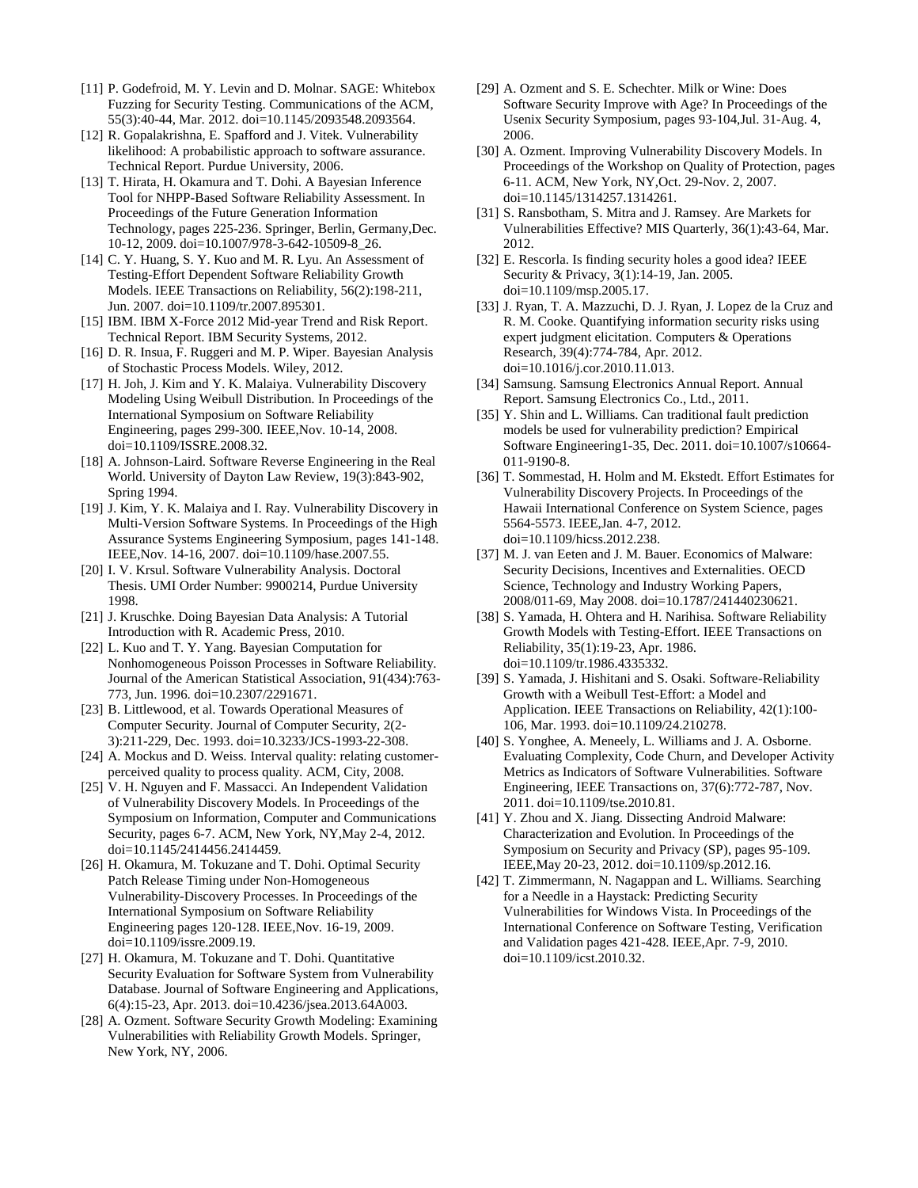[11] P. Godefroid, M. Y. Levin and D. Molnar. SAGE: Whitebox Fuzzing for Security Testing. Communications of the ACM, 55(3):40-44, Mar. 2012. doi=10.1145/2093548.2093564.

[12] R. Gopalakrishna, E. Spafford and J. Vitek. Vulnerability likelihood: A probabilistic approach to software assurance. Technical Report. Purdue University, 2006.

[13] T. Hirata, H. Okamura and T. Dohi. A Bayesian Inference Tool for NHPP-Based Software Reliability Assessment. In Proceedings of the Future Generation Information Technology, pages 225-236. Springer, Berlin, Germany,Dec. 10-12, 2009. doi=10.1007/978-3-642-10509-8_26.

[14] C. Y. Huang, S. Y. Kuo and M. R. Lyu. An Assessment of Testing-Effort Dependent Software Reliability Growth Models. IEEE Transactions on Reliability, 56(2):198-211, Jun. 2007. doi=10.1109/tr.2007.895301.

[15] IBM. IBM X-Force 2012 Mid-year Trend and Risk Report. Technical Report. IBM Security Systems, 2012.

[16] D. R. Insua, F. Ruggeri and M. P. Wiper. Bayesian Analysis of Stochastic Process Models. Wiley, 2012.

[17] H. Joh, J. Kim and Y. K. Malaiya. Vulnerability Discovery Modeling Using Weibull Distribution. In Proceedings of the International Symposium on Software Reliability Engineering, pages 299-300. IEEE,Nov. 10-14, 2008. doi=10.1109/ISSRE.2008.32.

[18] A. Johnson-Laird. Software Reverse Engineering in the Real World. University of Dayton Law Review, 19(3):843-902, Spring 1994.

[19] J. Kim, Y. K. Malaiya and I. Ray. Vulnerability Discovery in Multi-Version Software Systems. In Proceedings of the High Assurance Systems Engineering Symposium, pages 141-148. IEEE,Nov. 14-16, 2007. doi=10.1109/hase.2007.55.

[20] I. V. Krsul. Software Vulnerability Analysis. Doctoral Thesis. UMI Order Number: 9900214, Purdue University 1998.

[21] J. Kruschke. Doing Bayesian Data Analysis: A Tutorial Introduction with R. Academic Press, 2010.

[22] L. Kuo and T. Y. Yang. Bayesian Computation for Nonhomogeneous Poisson Processes in Software Reliability. Journal of the American Statistical Association, 91(434):763-773, Jun. 1996. doi=10.2307/2291671.

[23] B. Littlewood, et al. Towards Operational Measures of Computer Security. Journal of Computer Security, 2(2-3):211-229, Dec. 1993. doi=10.3233/JCS-1993-22-308.

[24] A. Mockus and D. Weiss. Interval quality: relating customer-perceived quality to process quality. ACM, City, 2008.

[25] V. H. Nguyen and F. Massacci. An Independent Validation of Vulnerability Discovery Models. In Proceedings of the Symposium on Information, Computer and Communications Security, pages 6-7. ACM, New York, NY,May 2-4, 2012. doi=10.1145/2414456.2414459.

[26] H. Okamura, M. Tokuzane and T. Dohi. Optimal Security Patch Release Timing under Non-Homogeneous Vulnerability-Discovery Processes. In Proceedings of the International Symposium on Software Reliability Engineering pages 120-128. IEEE,Nov. 16-19, 2009. doi=10.1109/issre.2009.19.

[27] H. Okamura, M. Tokuzane and T. Dohi. Quantitative Security Evaluation for Software System from Vulnerability Database. Journal of Software Engineering and Applications, 6(4):15-23, Apr. 2013. doi=10.4236/jsea.2013.64A003.

[28] A. Ozment. Software Security Growth Modeling: Examining Vulnerabilities with Reliability Growth Models. Springer, New York, NY, 2006.

[29] A. Ozment and S. E. Schechter. Milk or Wine: Does Software Security Improve with Age? In Proceedings of the Usenix Security Symposium, pages 93-104,Jul. 31-Aug. 4, 2006.

[30] A. Ozment. Improving Vulnerability Discovery Models. In Proceedings of the Workshop on Quality of Protection, pages 6-11. ACM, New York, NY,Oct. 29-Nov. 2, 2007. doi=10.1145/1314257.1314261.

[31] S. Ransbotham, S. Mitra and J. Ramsey. Are Markets for Vulnerabilities Effective? MIS Quarterly, 36(1):43-64, Mar. 2012.

[32] E. Rescorla. Is finding security holes a good idea? IEEE Security & Privacy, 3(1):14-19, Jan. 2005. doi=10.1109/msp.2005.17.

[33] J. Ryan, T. A. Mazzuchi, D. J. Ryan, J. Lopez de la Cruz and R. M. Cooke. Quantifying information security risks using expert judgment elicitation. Computers & Operations Research, 39(4):774-784, Apr. 2012. doi=10.1016/j.cor.2010.11.013.

[34] Samsung. Samsung Electronics Annual Report. Annual Report. Samsung Electronics Co., Ltd., 2011.

[35] Y. Shin and L. Williams. Can traditional fault prediction models be used for vulnerability prediction? Empirical Software Engineering1-35, Dec. 2011. doi=10.1007/s10664-011-9190-8.

[36] T. Sommestad, H. Holm and M. Ekstedt. Effort Estimates for Vulnerability Discovery Projects. In Proceedings of the Hawaii International Conference on System Science, pages 5564-5573. IEEE,Jan. 4-7, 2012. doi=10.1109/hicss.2012.238.

[37] M. J. van Eeten and J. M. Bauer. Economics of Malware: Security Decisions, Incentives and Externalities. OECD Science, Technology and Industry Working Papers, 2008/011-69, May 2008. doi=10.1787/241440230621.

[38] S. Yamada, H. Ohtera and H. Narihisa. Software Reliability Growth Models with Testing-Effort. IEEE Transactions on Reliability, 35(1):19-23, Apr. 1986. doi=10.1109/tr.1986.4335332.

[39] S. Yamada, J. Hishitani and S. Osaki. Software-Reliability Growth with a Weibull Test-Effort: a Model and Application. IEEE Transactions on Reliability, 42(1):100-106, Mar. 1993. doi=10.1109/24.210278.

[40] S. Yonghee, A. Meneely, L. Williams and J. A. Osborne. Evaluating Complexity, Code Churn, and Developer Activity Metrics as Indicators of Software Vulnerabilities. Software Engineering, IEEE Transactions on, 37(6):772-787, Nov. 2011. doi=10.1109/tse.2010.81.

[41] Y. Zhou and X. Jiang. Dissecting Android Malware: Characterization and Evolution. In Proceedings of the Symposium on Security and Privacy (SP), pages 95-109. IEEE,May 20-23, 2012. doi=10.1109/sp.2012.16.

[42] T. Zimmermann, N. Nagappan and L. Williams. Searching for a Needle in a Haystack: Predicting Security Vulnerabilities for Windows Vista. In Proceedings of the International Conference on Software Testing, Verification and Validation pages 421-428. IEEE,Apr. 7-9, 2010. doi=10.1109/icst.2010.32.